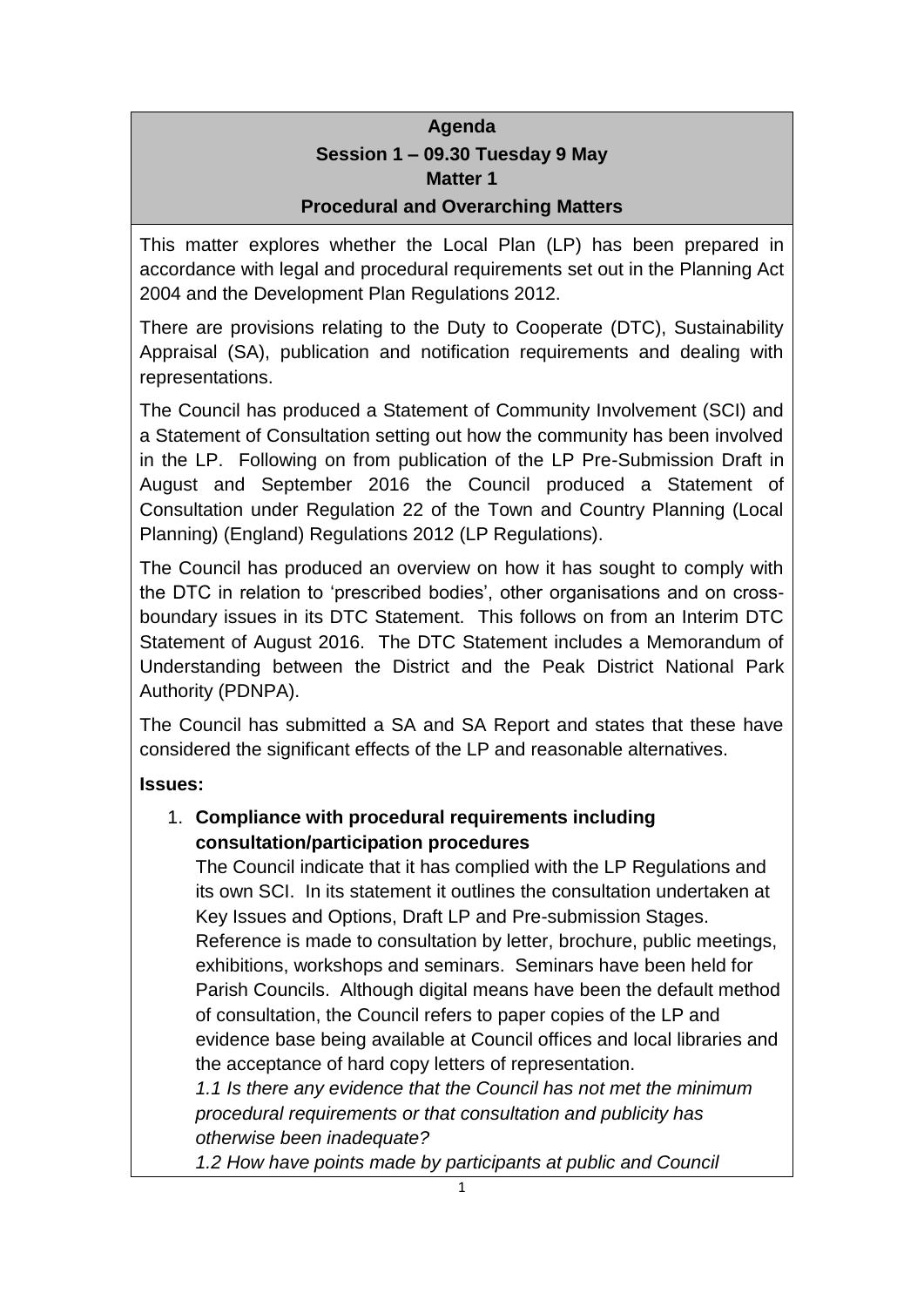**Agenda**
**Session 1 – 09.30 Tuesday 9 May**
**Matter 1**
**Procedural and Overarching Matters**

This matter explores whether the Local Plan (LP) has been prepared in accordance with legal and procedural requirements set out in the Planning Act 2004 and the Development Plan Regulations 2012.

There are provisions relating to the Duty to Cooperate (DTC), Sustainability Appraisal (SA), publication and notification requirements and dealing with representations.

The Council has produced a Statement of Community Involvement (SCI) and a Statement of Consultation setting out how the community has been involved in the LP. Following on from publication of the LP Pre-Submission Draft in August and September 2016 the Council produced a Statement of Consultation under Regulation 22 of the Town and Country Planning (Local Planning) (England) Regulations 2012 (LP Regulations).

The Council has produced an overview on how it has sought to comply with the DTC in relation to 'prescribed bodies', other organisations and on cross-boundary issues in its DTC Statement. This follows on from an Interim DTC Statement of August 2016. The DTC Statement includes a Memorandum of Understanding between the District and the Peak District National Park Authority (PDNPA).

The Council has submitted a SA and SA Report and states that these have considered the significant effects of the LP and reasonable alternatives.

**Issues:**

1. **Compliance with procedural requirements including consultation/participation procedures**

   The Council indicate that it has complied with the LP Regulations and its own SCI. In its statement it outlines the consultation undertaken at Key Issues and Options, Draft LP and Pre-submission Stages. Reference is made to consultation by letter, brochure, public meetings, exhibitions, workshops and seminars. Seminars have been held for Parish Councils. Although digital means have been the default method of consultation, the Council refers to paper copies of the LP and evidence base being available at Council offices and local libraries and the acceptance of hard copy letters of representation.

   *1.1 Is there any evidence that the Council has not met the minimum procedural requirements or that consultation and publicity has otherwise been inadequate?*

   *1.2 How have points made by participants at public and Council*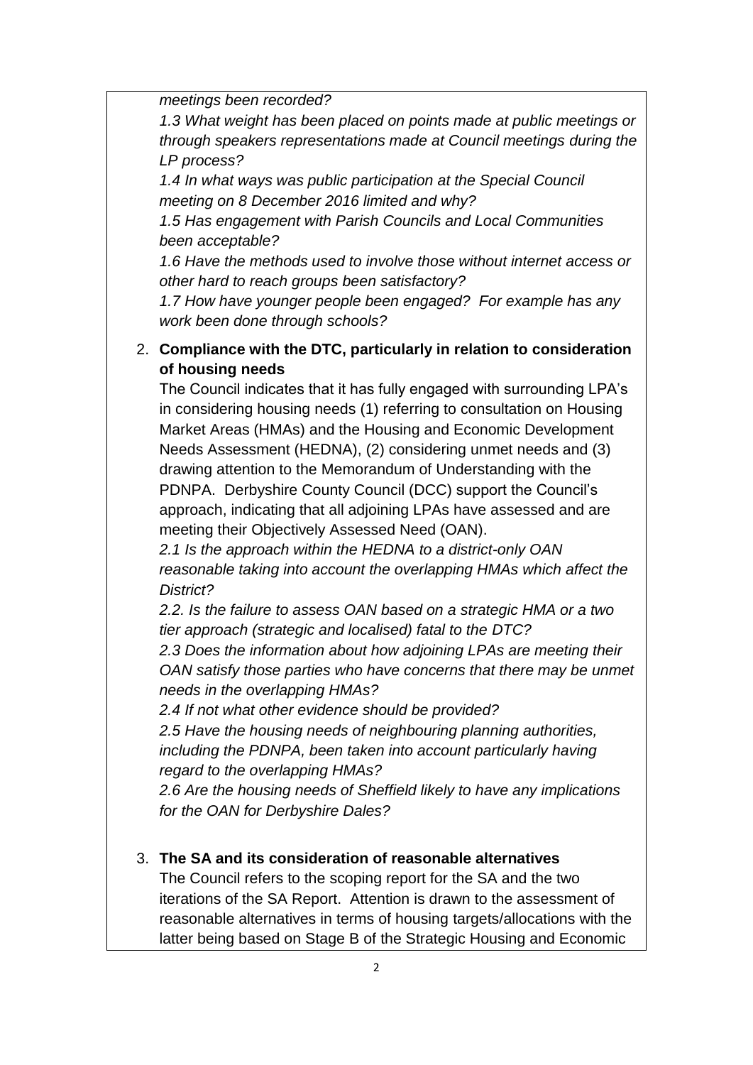*meetings been recorded?*

*1.3 What weight has been placed on points made at public meetings or through speakers representations made at Council meetings during the LP process?*

*1.4 In what ways was public participation at the Special Council meeting on 8 December 2016 limited and why?*

*1.5 Has engagement with Parish Councils and Local Communities been acceptable?*

*1.6 Have the methods used to involve those without internet access or other hard to reach groups been satisfactory?*

*1.7 How have younger people been engaged? For example has any work been done through schools?*

2. **Compliance with the DTC, particularly in relation to consideration of housing needs**

   The Council indicates that it has fully engaged with surrounding LPA's in considering housing needs (1) referring to consultation on Housing Market Areas (HMAs) and the Housing and Economic Development Needs Assessment (HEDNA), (2) considering unmet needs and (3) drawing attention to the Memorandum of Understanding with the PDNPA. Derbyshire County Council (DCC) support the Council's approach, indicating that all adjoining LPAs have assessed and are meeting their Objectively Assessed Need (OAN).

   *2.1 Is the approach within the HEDNA to a district-only OAN reasonable taking into account the overlapping HMAs which affect the District?*

   *2.2. Is the failure to assess OAN based on a strategic HMA or a two tier approach (strategic and localised) fatal to the DTC?*

   *2.3 Does the information about how adjoining LPAs are meeting their OAN satisfy those parties who have concerns that there may be unmet needs in the overlapping HMAs?*

   *2.4 If not what other evidence should be provided?*

   *2.5 Have the housing needs of neighbouring planning authorities, including the PDNPA, been taken into account particularly having regard to the overlapping HMAs?*

   *2.6 Are the housing needs of Sheffield likely to have any implications for the OAN for Derbyshire Dales?*

3. **The SA and its consideration of reasonable alternatives**

   The Council refers to the scoping report for the SA and the two iterations of the SA Report. Attention is drawn to the assessment of reasonable alternatives in terms of housing targets/allocations with the latter being based on Stage B of the Strategic Housing and Economic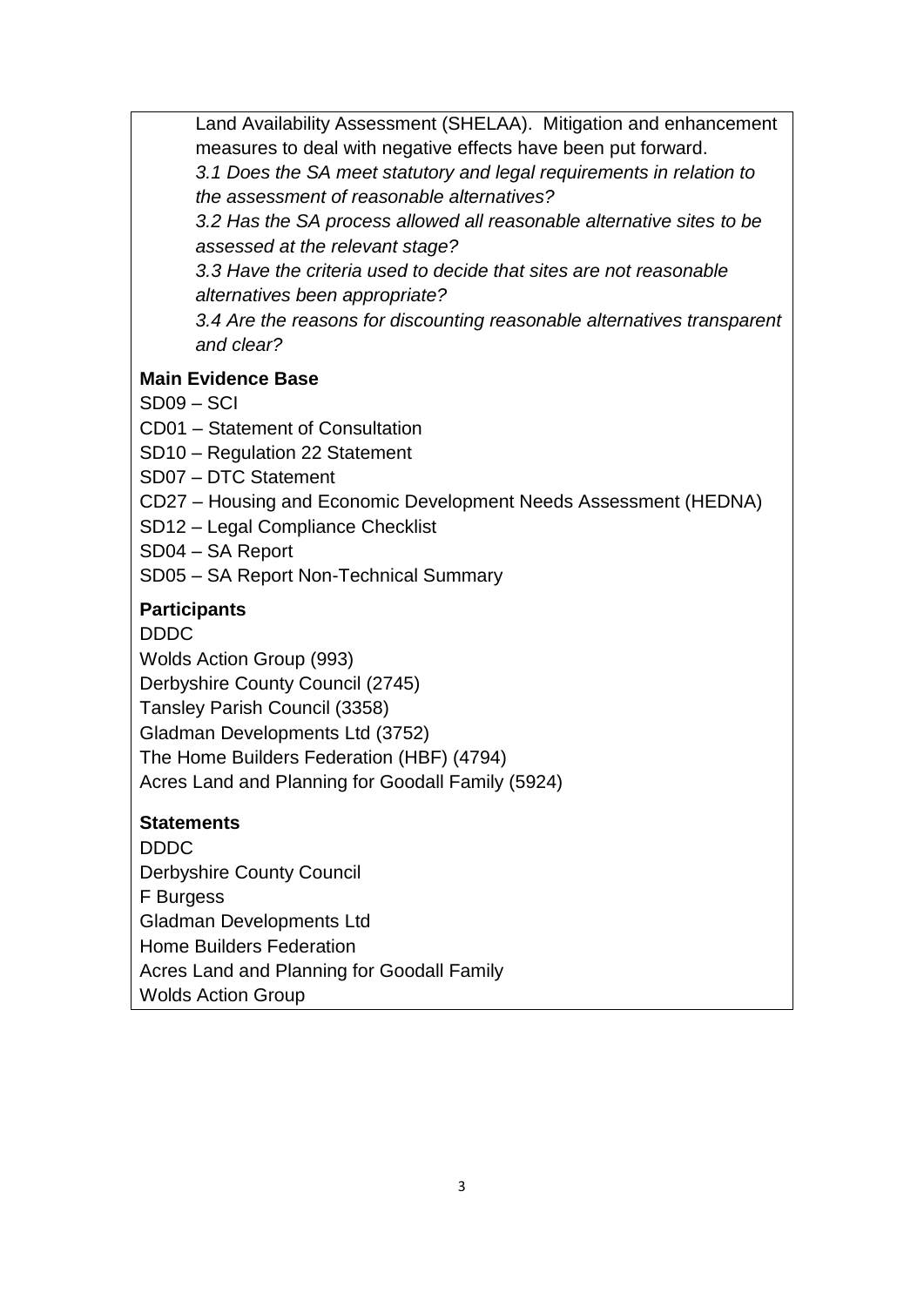Land Availability Assessment (SHELAA). Mitigation and enhancement measures to deal with negative effects have been put forward.

*3.1 Does the SA meet statutory and legal requirements in relation to the assessment of reasonable alternatives?*

*3.2 Has the SA process allowed all reasonable alternative sites to be assessed at the relevant stage?*

*3.3 Have the criteria used to decide that sites are not reasonable alternatives been appropriate?*

*3.4 Are the reasons for discounting reasonable alternatives transparent and clear?*

**Main Evidence Base**

SD09 – SCI
CD01 – Statement of Consultation
SD10 – Regulation 22 Statement
SD07 – DTC Statement
CD27 – Housing and Economic Development Needs Assessment (HEDNA)
SD12 – Legal Compliance Checklist
SD04 – SA Report
SD05 – SA Report Non-Technical Summary

**Participants**

DDDC
Wolds Action Group (993)
Derbyshire County Council (2745)
Tansley Parish Council (3358)
Gladman Developments Ltd (3752)
The Home Builders Federation (HBF) (4794)
Acres Land and Planning for Goodall Family (5924)

**Statements**

DDDC
Derbyshire County Council
F Burgess
Gladman Developments Ltd
Home Builders Federation
Acres Land and Planning for Goodall Family
Wolds Action Group